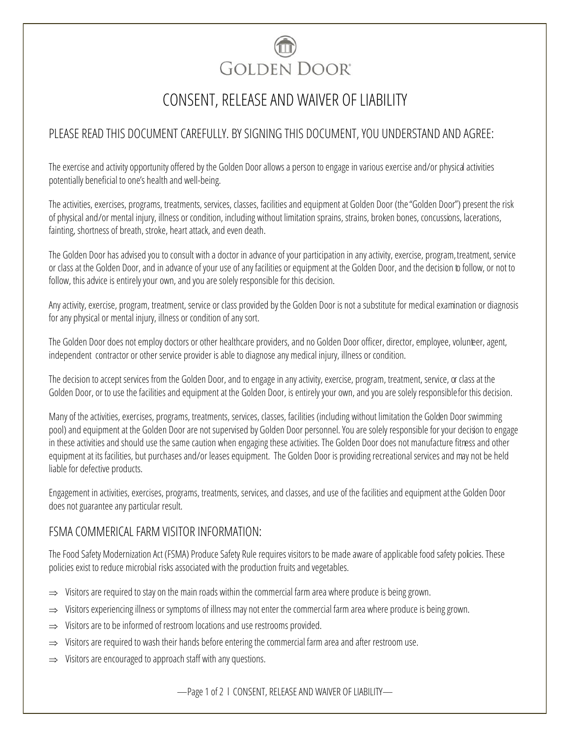GOLDEN DOOR®

# CONSENT, RELEASE AND WAIVER OF LIABILITY

## PLEASE READ THIS DOCUMENT CAREFULLY. BY SIGNING THIS DOCUMENT, YOU UNDERSTAND AND AGREE:

The exercise and activity opportunity offered by the Golden Door allows a person to engage in various exercise and/or physical activities potentially beneficial to one's health and well-being.

The activities, exercises, programs, treatments, services, classes, facilities and equipment at Golden Door (the "Golden Door") present the risk of physical and/or mental injury, illness or condition, including without limitation sprains, strains, broken bones, concussions, lacerations, fainting, shortness of breath, stroke, heart attack, and even death.

The Golden Door has advised you to consult with a doctor in advance of your participation in any activity, exercise, program, treatment, service or class at the Golden Door, and in advance of your use of any facilities or equipment at the Golden Door, and the decision to follow, or not to follow, this advice is entirely your own, and you are solely responsible for this decision.

Any activity, exercise, program, treatment, service or class provided by the Golden Door is not a substitute for medical examination or diagnosis for any physical or mental injury, illness or condition of any sort.

The Golden Door does not employ doctors or other healthcare providers, and no Golden Door officer, director, employee, volunteer, agent, independent contractor or other service provider is able to diagnose any medical injury, illness or condition.

The decision to accept services from the Golden Door, and to engage in any activity, exercise, program, treatment, service, or class at the Golden Door, or to use the facilities and equipment at the Golden Door, is entirely your own, and you are solely responsible for this decision.

Many of the activities, exercises, programs, treatments, services, classes, facilities (including without limitation the Golden Door swimming pool) and equipment at the Golden Door are not supervised by Golden Door personnel. You are solely responsible for your decision to engage in these activities and should use the same caution when engaging these activities. The Golden Door does not manufacture fitness and other equipment at its facilities, but purchases and/or leases equipment. The Golden Door is providing recreational services and may not be held liable for defective products.

Engagement in activities, exercises, programs, treatments, services, and classes, and use of the facilities and equipment at the Golden Door does not guarantee any particular result.

## FSMA COMMERICAL FARM VISITOR INFORMATION:

The Food Safety Modernization Act (FSMA) Produce Safety Rule requires visitors to be made aware of applicable food safety policies. These policies exist to reduce microbial risks associated with the production fruits and vegetables.

- ⇒ Visitors are required to stay on the main roads within the commercial farm area where produce is being grown.
- ⇒ Visitors experiencing illness or symptoms of illness may not enter the commercial farm area where produce is being grown.
- ⇒ Visitors are to be informed of restroom locations and use restrooms provided.
- ⇒ Visitors are required to wash their hands before entering the commercial farm area and after restroom use.
- ⇒ Visitors are encouraged to approach staff with any questions.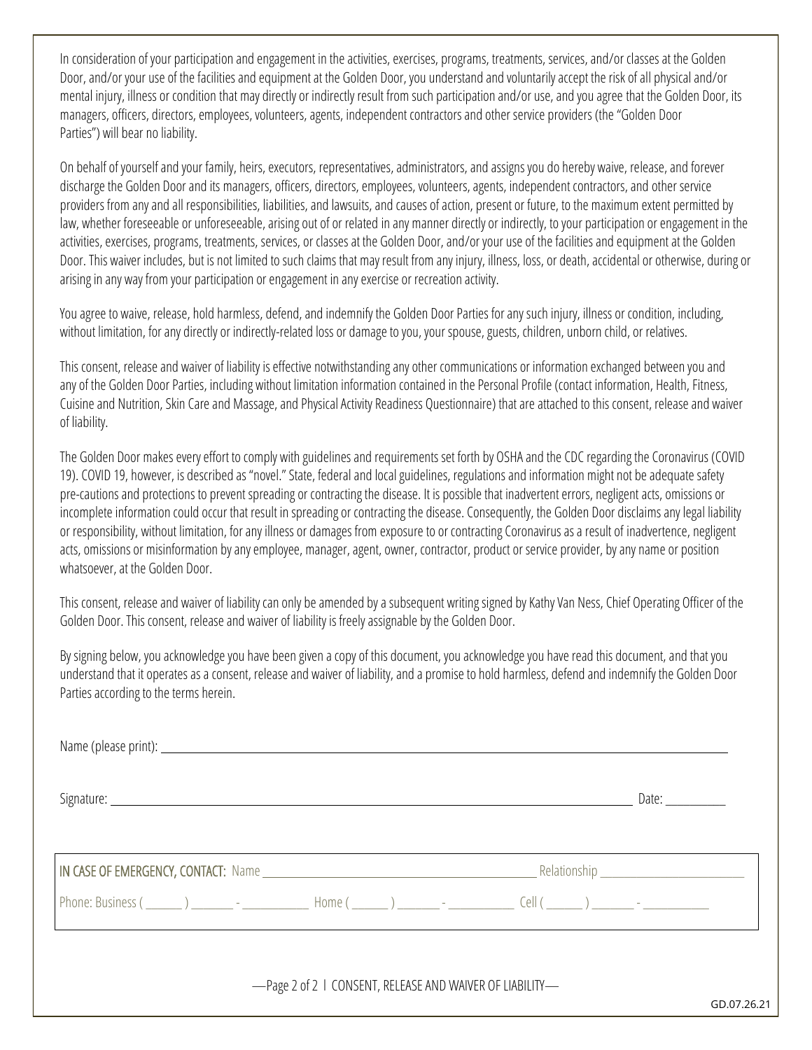In consideration of your participation and engagement in the activities, exercises, programs, treatments, services, and/or classes at the Golden Door, and/or your use of the facilities and equipment at the Golden Door, you understand and voluntarily accept the risk of all physical and/or mental injury, illness or condition that may directly or indirectly result from such participation and/or use, and you agree that the Golden Door, its managers, officers, directors, employees, volunteers, agents, independent contractors and other service providers (the "Golden Door Parties") will bear no liability.

On behalf of yourself and your family, heirs, executors, representatives, administrators, and assigns you do hereby waive, release, and forever discharge the Golden Door and its managers, officers, directors, employees, volunteers, agents, independent contractors, and other service providers from any and all responsibilities, liabilities, and lawsuits, and causes of action, present or future, to the maximum extent permitted by law, whether foreseeable or unforeseeable, arising out of or related in any manner directly or indirectly, to your participation or engagement in the activities, exercises, programs, treatments, services, or classes at the Golden Door, and/or your use of the facilities and equipment at the Golden Door. This waiver includes, but is not limited to such claims that may result from any injury, illness, loss, or death, accidental or otherwise, during or arising in any way from your participation or engagement in any exercise or recreation activity.

You agree to waive, release, hold harmless, defend, and indemnify the Golden Door Parties for any such injury, illness or condition, including, without limitation, for any directly or indirectly-related loss or damage to you, your spouse, guests, children, unborn child, or relatives.

This consent, release and waiver of liability is effective notwithstanding any other communications or information exchanged between you and any of the Golden Door Parties, including without limitation information contained in the Personal Profile (contact information, Health, Fitness, Cuisine and Nutrition, Skin Care and Massage, and Physical Activity Readiness Questionnaire) that are attached to this consent, release and waiver of liability.

The Golden Door makes every effort to comply with guidelines and requirements set forth by OSHA and the CDC regarding the Coronavirus (COVID 19). COVID 19, however, is described as "novel." State, federal and local guidelines, regulations and information might not be adequate safety pre-cautions and protections to prevent spreading or contracting the disease. It is possible that inadvertent errors, negligent acts, omissions or incomplete information could occur that result in spreading or contracting the disease. Consequently, the Golden Door disclaims any legal liability or responsibility, without limitation, for any illness or damages from exposure to or contracting Coronavirus as a result of inadvertence, negligent acts, omissions or misinformation by any employee, manager, agent, owner, contractor, product or service provider, by any name or position whatsoever, at the Golden Door.

This consent, release and waiver of liability can only be amended by a subsequent writing signed by Kathy Van Ness, Chief Operating Officer of the Golden Door. This consent, release and waiver of liability is freely assignable by the Golden Door.

By signing below, you acknowledge you have been given a copy of this document, you acknowledge you have read this document, and that you understand that it operates as a consent, release and waiver of liability, and a promise to hold harmless, defend and indemnify the Golden Door Parties according to the terms herein.

Name (please print): ______________________________________________

Signature: ______________________________________________ Date: __________

**IN CASE OF EMERGENCY, CONTACT:** Name ______________________________ Relationship ____________________

Phone: Business ( ______ ) _______ - __________ Home ( ______ ) _______ - __________ Cell ( ______ ) _______ - __________

—Page 2 of 2 | CONSENT, RELEASE AND WAIVER OF LIABILITY—

GD.07.26.21